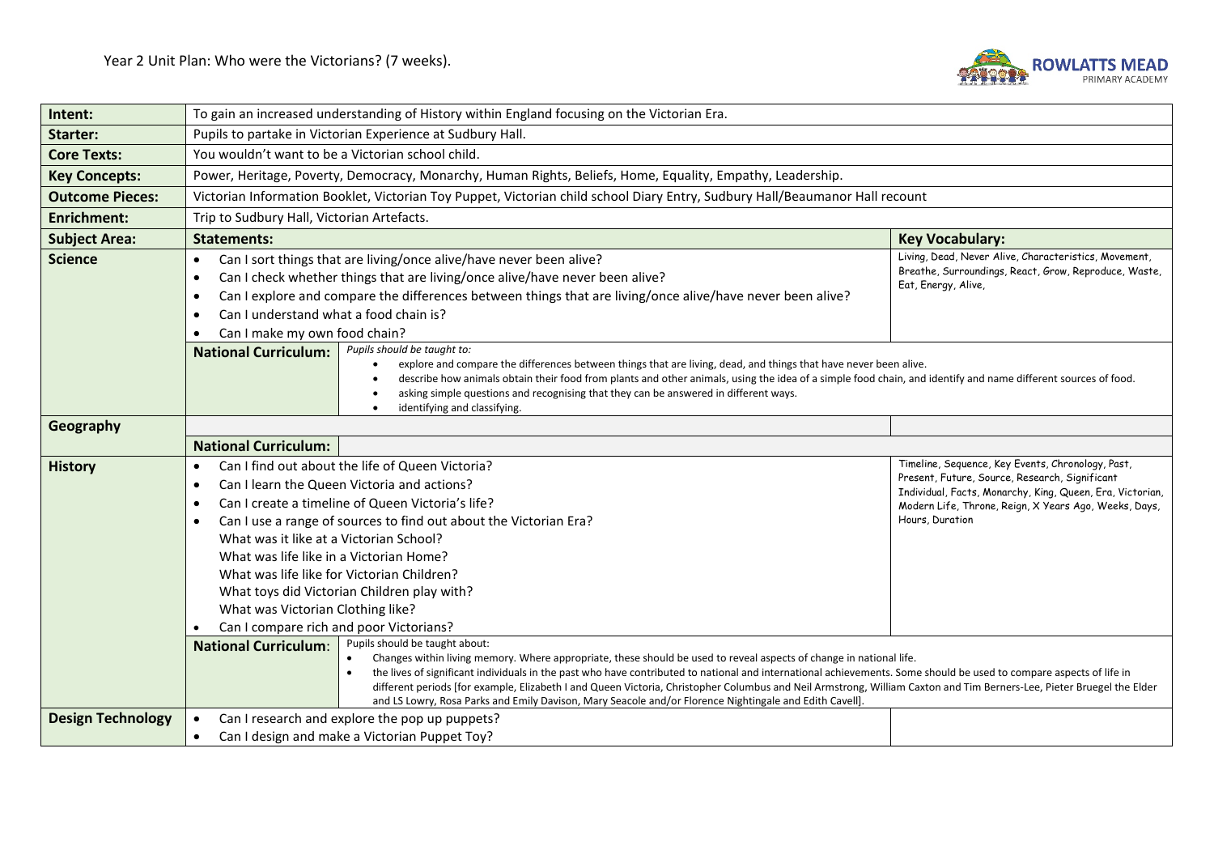# Year 2 Unit Plan: Who were the Victorians? (7 weeks).

ROWLATTS MEAD PRIMARY ACADEMY

| | | |
|---|---|---|
| **Intent:** | To gain an increased understanding of History within England focusing on the Victorian Era. | |
| **Starter:** | Pupils to partake in Victorian Experience at Sudbury Hall. | |
| **Core Texts:** | You wouldn't want to be a Victorian school child. | |
| **Key Concepts:** | Power, Heritage, Poverty, Democracy, Monarchy, Human Rights, Beliefs, Home, Equality, Empathy, Leadership. | |
| **Outcome Pieces:** | Victorian Information Booklet, Victorian Toy Puppet, Victorian child school Diary Entry, Sudbury Hall/Beaumanor Hall recount | |
| **Enrichment:** | Trip to Sudbury Hall, Victorian Artefacts. | |
| **Subject Area:** | **Statements:** | **Key Vocabulary:** |
| **Science** | • Can I sort things that are living/once alive/have never been alive?<br>• Can I check whether things that are living/once alive/have never been alive?<br>• Can I explore and compare the differences between things that are living/once alive/have never been alive?<br>• Can I understand what a food chain is?<br>• Can I make my own food chain? | Living, Dead, Never Alive, Characteristics, Movement, Breathe, Surroundings, React, Grow, Reproduce, Waste, Eat, Energy, Alive, |
| | **National Curriculum:** *Pupils should be taught to:*<br>• explore and compare the differences between things that are living, dead, and things that have never been alive.<br>• describe how animals obtain their food from plants and other animals, using the idea of a simple food chain, and identify and name different sources of food.<br>• asking simple questions and recognising that they can be answered in different ways.<br>• identifying and classifying. | |
| **Geography** | | |
| | **National Curriculum:** | |
| **History** | • Can I find out about the life of Queen Victoria?<br>• Can I learn the Queen Victoria and actions?<br>• Can I create a timeline of Queen Victoria's life?<br>• Can I use a range of sources to find out about the Victorian Era?<br>What was it like at a Victorian School?<br>What was life like in a Victorian Home?<br>What was life like for Victorian Children?<br>What toys did Victorian Children play with?<br>What was Victorian Clothing like?<br>• Can I compare rich and poor Victorians? | Timeline, Sequence, Key Events, Chronology, Past, Present, Future, Source, Research, Significant Individual, Facts, Monarchy, King, Queen, Era, Victorian, Modern Life, Throne, Reign, X Years Ago, Weeks, Days, Hours, Duration |
| | **National Curriculum:** Pupils should be taught about:<br>• Changes within living memory. Where appropriate, these should be used to reveal aspects of change in national life.<br>• the lives of significant individuals in the past who have contributed to national and international achievements. Some should be used to compare aspects of life in different periods [for example, Elizabeth I and Queen Victoria, Christopher Columbus and Neil Armstrong, William Caxton and Tim Berners-Lee, Pieter Bruegel the Elder and LS Lowry, Rosa Parks and Emily Davison, Mary Seacole and/or Florence Nightingale and Edith Cavell]. | |
| **Design Technology** | • Can I research and explore the pop up puppets?<br>• Can I design and make a Victorian Puppet Toy? | |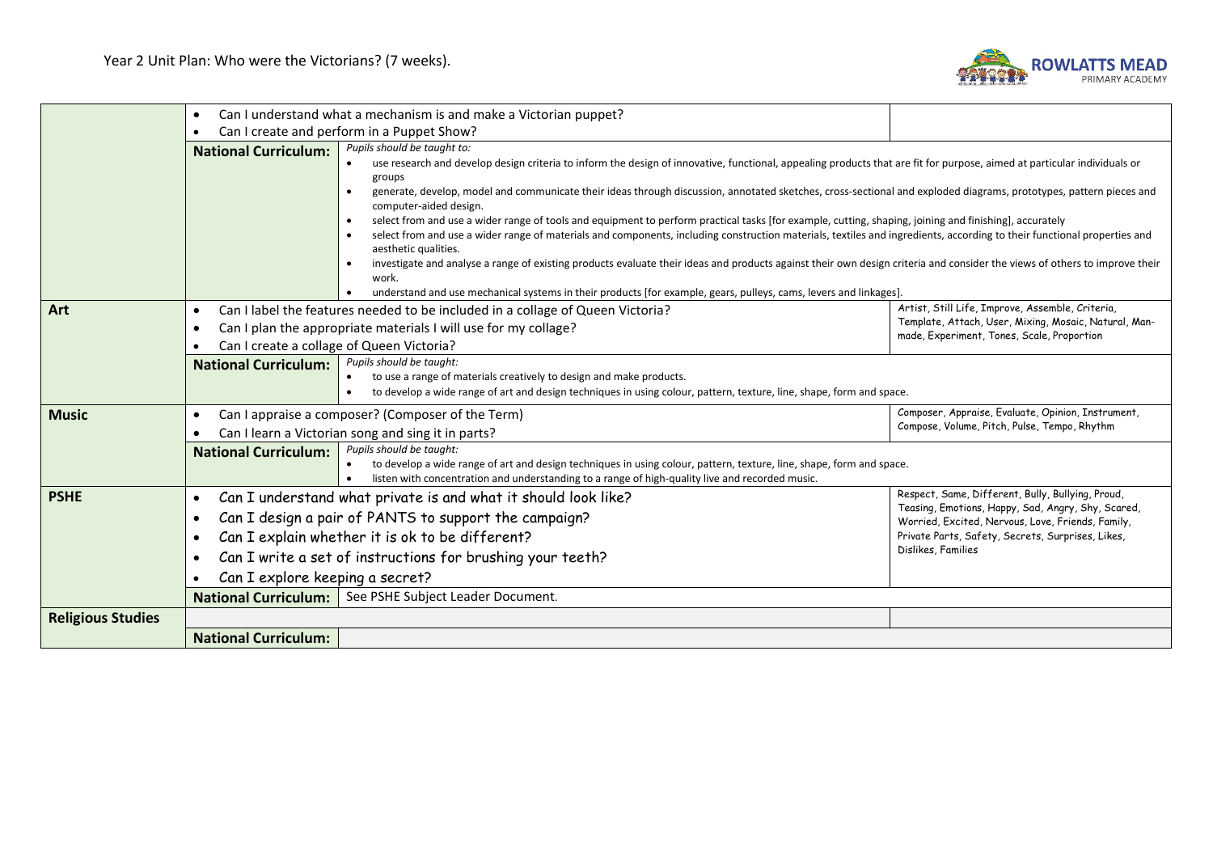Year 2 Unit Plan: Who were the Victorians? (7 weeks).

| Subject | | Content | Vocabulary |
|---|---|---|---|
| | • Can I understand what a mechanism is and make a Victorian puppet?<br>• Can I create and perform in a Puppet Show? | | |
| | **National Curriculum:** | *Pupils should be taught to:*<br>• use research and develop design criteria to inform the design of innovative, functional, appealing products that are fit for purpose, aimed at particular individuals or groups<br>• generate, develop, model and communicate their ideas through discussion, annotated sketches, cross-sectional and exploded diagrams, prototypes, pattern pieces and computer-aided design.<br>• select from and use a wider range of tools and equipment to perform practical tasks [for example, cutting, shaping, joining and finishing], accurately<br>• select from and use a wider range of materials and components, including construction materials, textiles and ingredients, according to their functional properties and aesthetic qualities.<br>• investigate and analyse a range of existing products evaluate their ideas and products against their own design criteria and consider the views of others to improve their work.<br>• understand and use mechanical systems in their products [for example, gears, pulleys, cams, levers and linkages]. | |
| **Art** | • Can I label the features needed to be included in a collage of Queen Victoria?<br>• Can I plan the appropriate materials I will use for my collage?<br>• Can I create a collage of Queen Victoria? | | Artist, Still Life, Improve, Assemble, Criteria, Template, Attach, User, Mixing, Mosaic, Natural, Man-made, Experiment, Tones, Scale, Proportion |
| | **National Curriculum:** | *Pupils should be taught:*<br>• to use a range of materials creatively to design and make products.<br>• to develop a wide range of art and design techniques in using colour, pattern, texture, line, shape, form and space. | |
| **Music** | • Can I appraise a composer? (Composer of the Term)<br>• Can I learn a Victorian song and sing it in parts? | | Composer, Appraise, Evaluate, Opinion, Instrument, Compose, Volume, Pitch, Pulse, Tempo, Rhythm |
| | **National Curriculum:** | *Pupils should be taught:*<br>• to develop a wide range of art and design techniques in using colour, pattern, texture, line, shape, form and space.<br>• listen with concentration and understanding to a range of high-quality live and recorded music. | |
| **PSHE** | • Can I understand what private is and what it should look like?<br>• Can I design a pair of PANTS to support the campaign?<br>• Can I explain whether it is ok to be different?<br>• Can I write a set of instructions for brushing your teeth?<br>• Can I explore keeping a secret? | | Respect, Same, Different, Bully, Bullying, Proud, Teasing, Emotions, Happy, Sad, Angry, Shy, Scared, Worried, Excited, Nervous, Love, Friends, Family, Private Parts, Safety, Secrets, Surprises, Likes, Dislikes, Families |
| | **National Curriculum:** | See PSHE Subject Leader Document. | |
| **Religious Studies** | | | |
| | **National Curriculum:** | | |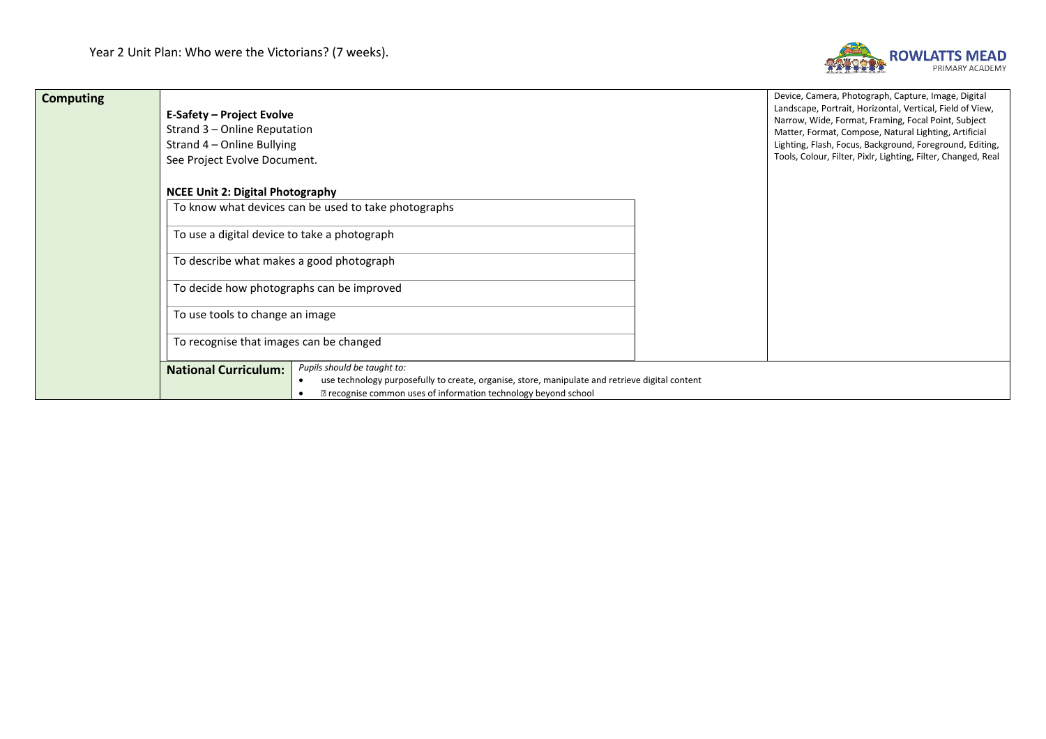Year 2 Unit Plan: Who were the Victorians? (7 weeks).

| Computing | | |
|---|---|---|
| | **E-Safety – Project Evolve**<br>Strand 3 – Online Reputation<br>Strand 4 – Online Bullying<br>See Project Evolve Document.<br><br>**NCEE Unit 2: Digital Photography**<br>To know what devices can be used to take photographs<br>To use a digital device to take a photograph<br>To describe what makes a good photograph<br>To decide how photographs can be improved<br>To use tools to change an image<br>To recognise that images can be changed | Device, Camera, Photograph, Capture, Image, Digital Landscape, Portrait, Horizontal, Vertical, Field of View, Narrow, Wide, Format, Framing, Focal Point, Subject Matter, Format, Compose, Natural Lighting, Artificial Lighting, Flash, Focus, Background, Foreground, Editing, Tools, Colour, Filter, Pixlr, Lighting, Filter, Changed, Real |
| | **National Curriculum:** *Pupils should be taught to:*<br>• use technology purposefully to create, organise, store, manipulate and retrieve digital content<br>• recognise common uses of information technology beyond school | |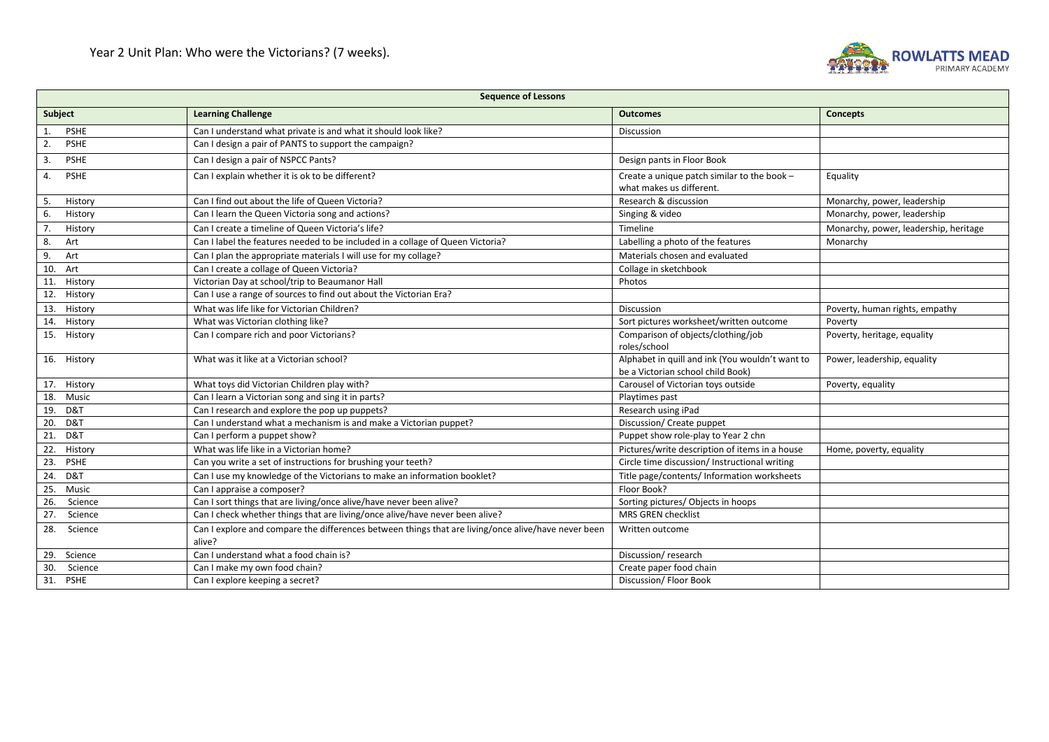Year 2 Unit Plan: Who were the Victorians? (7 weeks).

ROWLATTS MEAD PRIMARY ACADEMY

| Sequence of Lessons | | | |
|---|---|---|---|
| **Subject** | **Learning Challenge** | **Outcomes** | **Concepts** |
| 1. PSHE | Can I understand what private is and what it should look like? | Discussion | |
| 2. PSHE | Can I design a pair of PANTS to support the campaign? | | |
| 3. PSHE | Can I design a pair of NSPCC Pants? | Design pants in Floor Book | |
| 4. PSHE | Can I explain whether it is ok to be different? | Create a unique patch similar to the book – what makes us different. | Equality |
| 5. History | Can I find out about the life of Queen Victoria? | Research & discussion | Monarchy, power, leadership |
| 6. History | Can I learn the Queen Victoria song and actions? | Singing & video | Monarchy, power, leadership |
| 7. History | Can I create a timeline of Queen Victoria's life? | Timeline | Monarchy, power, leadership, heritage |
| 8. Art | Can I label the features needed to be included in a collage of Queen Victoria? | Labelling a photo of the features | Monarchy |
| 9. Art | Can I plan the appropriate materials I will use for my collage? | Materials chosen and evaluated | |
| 10. Art | Can I create a collage of Queen Victoria? | Collage in sketchbook | |
| 11. History | Victorian Day at school/trip to Beaumanor Hall | Photos | |
| 12. History | Can I use a range of sources to find out about the Victorian Era? | | |
| 13. History | What was life like for Victorian Children? | Discussion | Poverty, human rights, empathy |
| 14. History | What was Victorian clothing like? | Sort pictures worksheet/written outcome | Poverty |
| 15. History | Can I compare rich and poor Victorians? | Comparison of objects/clothing/job roles/school | Poverty, heritage, equality |
| 16. History | What was it like at a Victorian school? | Alphabet in quill and ink (You wouldn't want to be a Victorian school child Book) | Power, leadership, equality |
| 17. History | What toys did Victorian Children play with? | Carousel of Victorian toys outside | Poverty, equality |
| 18. Music | Can I learn a Victorian song and sing it in parts? | Playtimes past | |
| 19. D&T | Can I research and explore the pop up puppets? | Research using iPad | |
| 20. D&T | Can I understand what a mechanism is and make a Victorian puppet? | Discussion/ Create puppet | |
| 21. D&T | Can I perform a puppet show? | Puppet show role-play to Year 2 chn | |
| 22. History | What was life like in a Victorian home? | Pictures/write description of items in a house | Home, poverty, equality |
| 23. PSHE | Can you write a set of instructions for brushing your teeth? | Circle time discussion/ Instructional writing | |
| 24. D&T | Can I use my knowledge of the Victorians to make an information booklet? | Title page/contents/ Information worksheets | |
| 25. Music | Can I appraise a composer? | Floor Book? | |
| 26. Science | Can I sort things that are living/once alive/have never been alive? | Sorting pictures/ Objects in hoops | |
| 27. Science | Can I check whether things that are living/once alive/have never been alive? | MRS GREN checklist | |
| 28. Science | Can I explore and compare the differences between things that are living/once alive/have never been alive? | Written outcome | |
| 29. Science | Can I understand what a food chain is? | Discussion/ research | |
| 30. Science | Can I make my own food chain? | Create paper food chain | |
| 31. PSHE | Can I explore keeping a secret? | Discussion/ Floor Book | |